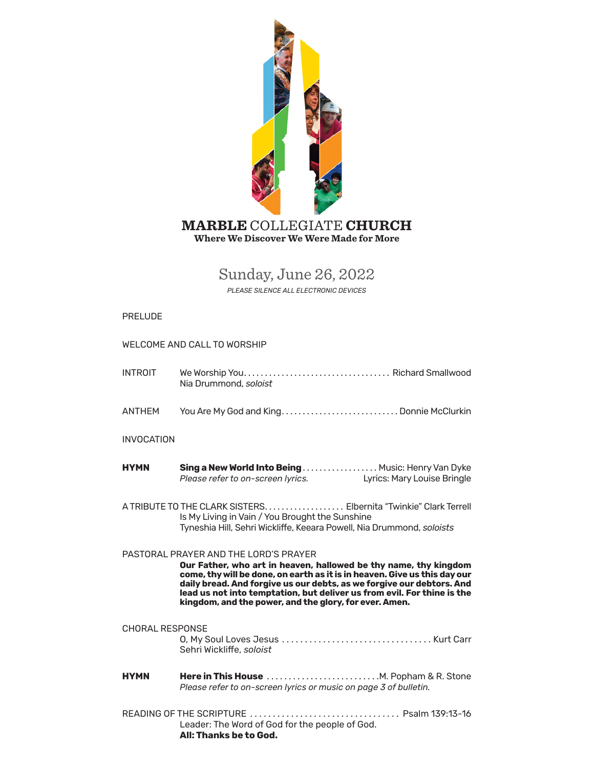# **MARBLE** COLLEGIATE **CHURCH**

**Where We Discover We Were Made for More**

## Sunday, June 26, 2022

*PLEASE SILENCE ALL ELECTRONIC DEVICES*

PRELUDE

WELCOME AND CALL TO WORSHIP

INTROIT We Worship You. . . . . . . . . . . . . . . . . . . . . . . . . . . . . . . . . . Richard Smallwood
Nia Drummond, *soloist*

ANTHEM You Are My God and King. . . . . . . . . . . . . . . . . . . . . . . . . . . . Donnie McClurkin

INVOCATION

**HYMN** **Sing a New World Into Being**. . . . . . . . . . . . . . . . . . Music: Henry Van Dyke
*Please refer to on-screen lyrics.* Lyrics: Mary Louise Bringle

A TRIBUTE TO THE CLARK SISTERS. . . . . . . . . . . . . . . . . . . Elbernita "Twinkie" Clark Terrell
Is My Living in Vain / You Brought the Sunshine
Tyneshia Hill, Sehri Wickliffe, Keeara Powell, Nia Drummond, *soloists*

PASTORAL PRAYER AND THE LORD'S PRAYER

**Our Father, who art in heaven, hallowed be thy name, thy kingdom come, thy will be done, on earth as it is in heaven. Give us this day our daily bread. And forgive us our debts, as we forgive our debtors. And lead us not into temptation, but deliver us from evil. For thine is the kingdom, and the power, and the glory, for ever. Amen.**

CHORAL RESPONSE
O, My Soul Loves Jesus . . . . . . . . . . . . . . . . . . . . . . . . . . . . . . . . . Kurt Carr
Sehri Wickliffe, *soloist*

**HYMN** **Here in This House** . . . . . . . . . . . . . . . . . . . . . . . . . .M. Popham & R. Stone
*Please refer to on-screen lyrics or music on page 3 of bulletin.*

READING OF THE SCRIPTURE . . . . . . . . . . . . . . . . . . . . . . . . . . . . . . . . . Psalm 139:13-16
Leader: The Word of God for the people of God.
**All: Thanks be to God.**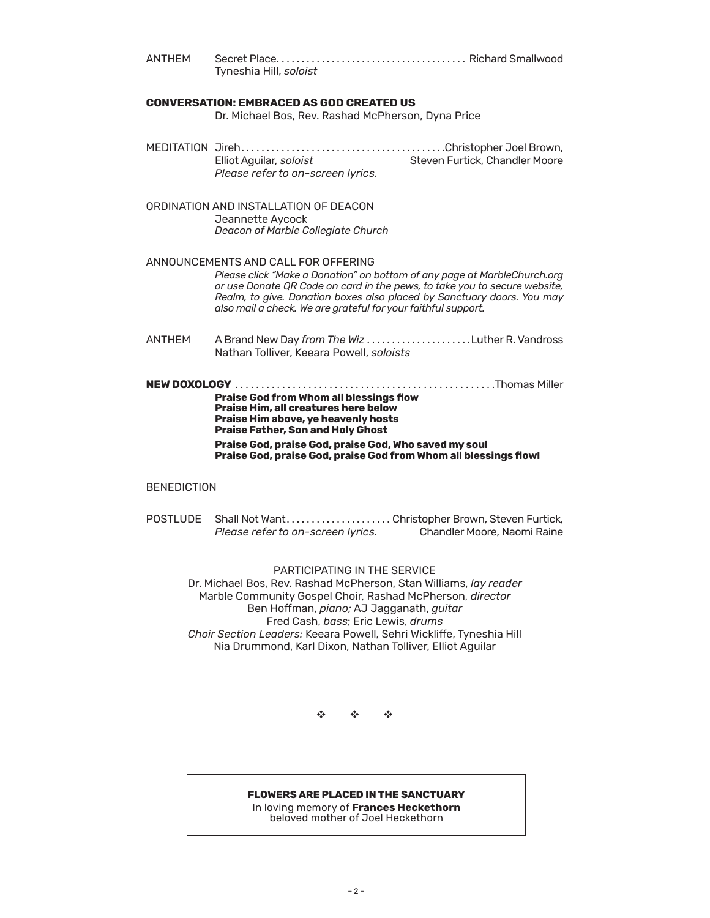ANTHEM Secret Place. . . . . . . . . . . . . . . . . . . . . . . . . . . . . . . . . . . . . . Richard Smallwood
Tyneshia Hill, *soloist*

**CONVERSATION: EMBRACED AS GOD CREATED US**
Dr. Michael Bos, Rev. Rashad McPherson, Dyna Price

MEDITATION Jireh. . . . . . . . . . . . . . . . . . . . . . . . . . . . . . . . . . . . . . . .Christopher Joel Brown, Steven Furtick, Chandler Moore
Elliot Aguilar, *soloist*
*Please refer to on-screen lyrics.*

ORDINATION AND INSTALLATION OF DEACON
Jeannette Aycock
*Deacon of Marble Collegiate Church*

ANNOUNCEMENTS AND CALL FOR OFFERING
*Please click "Make a Donation" on bottom of any page at MarbleChurch.org or use Donate QR Code on card in the pews, to take you to secure website, Realm, to give. Donation boxes also placed by Sanctuary doors. You may also mail a check. We are grateful for your faithful support.*

ANTHEM A Brand New Day *from The Wiz* . . . . . . . . . . . . . . . . . . . . .Luther R. Vandross
Nathan Tolliver, Keeara Powell, *soloists*

**NEW DOXOLOGY** . . . . . . . . . . . . . . . . . . . . . . . . . . . . . . . . . . . . . . . . . . . . . . . . .Thomas Miller

**Praise God from Whom all blessings flow**
**Praise Him, all creatures here below**
**Praise Him above, ye heavenly hosts**
**Praise Father, Son and Holy Ghost**

**Praise God, praise God, praise God, Who saved my soul**
**Praise God, praise God, praise God from Whom all blessings flow!**

BENEDICTION

POSTLUDE Shall Not Want. . . . . . . . . . . . . . . . . . . . . Christopher Brown, Steven Furtick, Chandler Moore, Naomi Raine
*Please refer to on-screen lyrics.*

PARTICIPATING IN THE SERVICE
Dr. Michael Bos, Rev. Rashad McPherson, Stan Williams, *lay reader*
Marble Community Gospel Choir, Rashad McPherson, *director*
Ben Hoffman, *piano;* AJ Jagganath, *guitar*
Fred Cash, *bass*; Eric Lewis, *drums*
*Choir Section Leaders:* Keeara Powell, Sehri Wickliffe, Tyneshia Hill
Nia Drummond, Karl Dixon, Nathan Tolliver, Elliot Aguilar

❖ ❖ ❖

**FLOWERS ARE PLACED IN THE SANCTUARY**
In loving memory of **Frances Heckethorn**
beloved mother of Joel Heckethorn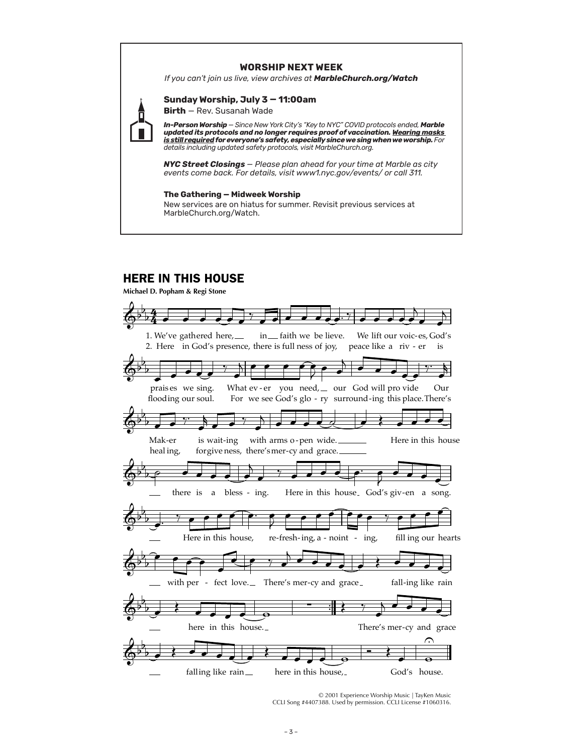**WORSHIP NEXT WEEK**

*If you can't join us live, view archives at **MarbleChurch.org/Watch***

**Sunday Worship, July 3 — 11:00am**

**Birth** — Rev. Susanah Wade

***In-Person Worship** — Since New York City's "Key to NYC" COVID protocols ended, **Marble updated its protocols and no longer requires proof of vaccination. Wearing masks is still required for everyone's safety, especially since we sing when we worship.** For details including updated safety protocols, visit MarbleChurch.org.*

***NYC Street Closings** — Please plan ahead for your time at Marble as city events come back. For details, visit www1.nyc.gov/events/ or call 311.*

**The Gathering — Midweek Worship**

New services are on hiatus for summer. Revisit previous services at MarbleChurch.org/Watch.

## HERE IN THIS HOUSE

**Michael D. Popham & Regi Stone**

1. We've gathered here, in faith we believe. We lift our voices, God's praises we sing. Whatever you need, our God will provide Our Maker is waiting with arms open wide.

2. Here in God's presence, there is fullness of joy, peace like a river is flooding our soul. For we see God's glory surrounding this place. There's healing, forgiveness, there's mercy and grace.

Here in this house there is a blessing. Here in this house God's given a song. Here in this house, refreshing, anointing, filling our hearts with perfect love. There's mercy and grace falling like rain here in this house.

There's mercy and grace falling like rain here in this house, God's house.

© 2001 Experience Worship Music | TayKen Music
CCLI Song #4407388. Used by permission. CCLI License #1060316.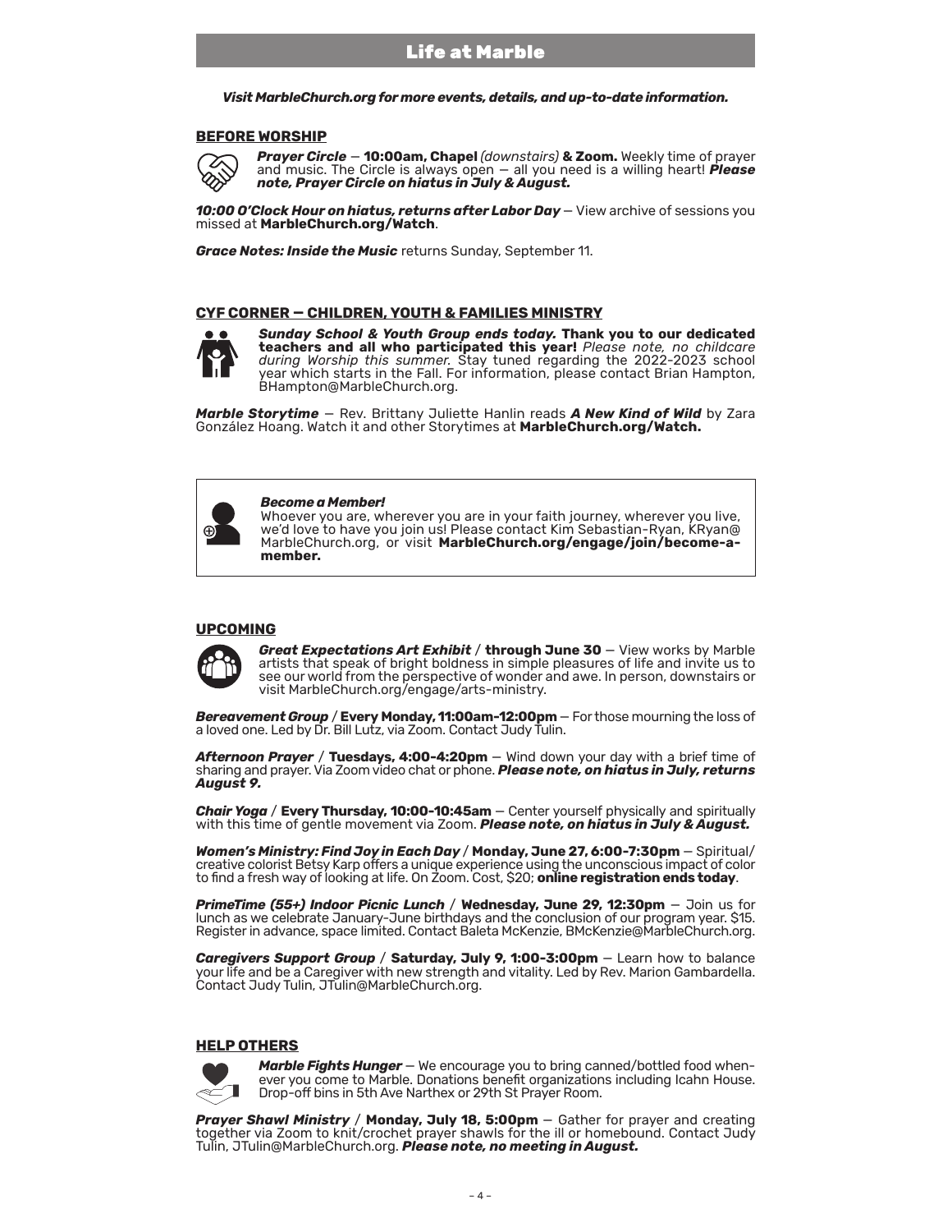# Life at Marble

***Visit MarbleChurch.org for more events, details, and up-to-date information.***

## BEFORE WORSHIP

***Prayer Circle*** — **10:00am, Chapel** *(downstairs)* **& Zoom.** Weekly time of prayer and music. The Circle is always open — all you need is a willing heart! ***Please note, Prayer Circle on hiatus in July & August.***

***10:00 O'Clock Hour on hiatus, returns after Labor Day*** — View archive of sessions you missed at **MarbleChurch.org/Watch**.

***Grace Notes: Inside the Music*** returns Sunday, September 11.

## CYF CORNER — CHILDREN, YOUTH & FAMILIES MINISTRY

***Sunday School & Youth Group ends today.* Thank you to our dedicated teachers and all who participated this year!** *Please note, no childcare during Worship this summer.* Stay tuned regarding the 2022-2023 school year which starts in the Fall. For information, please contact Brian Hampton, BHampton@MarbleChurch.org.

***Marble Storytime*** — Rev. Brittany Juliette Hanlin reads ***A New Kind of Wild*** by Zara González Hoang. Watch it and other Storytimes at **MarbleChurch.org/Watch.**

***Become a Member!***
Whoever you are, wherever you are in your faith journey, wherever you live, we'd love to have you join us! Please contact Kim Sebastian-Ryan, KRyan@MarbleChurch.org, or visit **MarbleChurch.org/engage/join/become-a-member.**

## UPCOMING

***Great Expectations Art Exhibit* / through June 30** — View works by Marble artists that speak of bright boldness in simple pleasures of life and invite us to see our world from the perspective of wonder and awe. In person, downstairs or visit MarbleChurch.org/engage/arts-ministry.

***Bereavement Group* / Every Monday, 11:00am-12:00pm** — For those mourning the loss of a loved one. Led by Dr. Bill Lutz, via Zoom. Contact Judy Tulin.

***Afternoon Prayer* / Tuesdays, 4:00-4:20pm** — Wind down your day with a brief time of sharing and prayer. Via Zoom video chat or phone. ***Please note, on hiatus in July, returns August 9.***

***Chair Yoga* / Every Thursday, 10:00-10:45am** — Center yourself physically and spiritually with this time of gentle movement via Zoom. ***Please note, on hiatus in July & August.***

***Women's Ministry: Find Joy in Each Day* / Monday, June 27, 6:00-7:30pm** — Spiritual/creative colorist Betsy Karp offers a unique experience using the unconscious impact of color to find a fresh way of looking at life. On Zoom. Cost, $20; **online registration ends today**.

***PrimeTime (55+) Indoor Picnic Lunch* / Wednesday, June 29, 12:30pm** — Join us for lunch as we celebrate January-June birthdays and the conclusion of our program year. $15. Register in advance, space limited. Contact Baleta McKenzie, BMcKenzie@MarbleChurch.org.

***Caregivers Support Group* / Saturday, July 9, 1:00-3:00pm** — Learn how to balance your life and be a Caregiver with new strength and vitality. Led by Rev. Marion Gambardella. Contact Judy Tulin, JTulin@MarbleChurch.org.

## HELP OTHERS

***Marble Fights Hunger*** — We encourage you to bring canned/bottled food whenever you come to Marble. Donations benefit organizations including Icahn House. Drop-off bins in 5th Ave Narthex or 29th St Prayer Room.

***Prayer Shawl Ministry* / Monday, July 18, 5:00pm** — Gather for prayer and creating together via Zoom to knit/crochet prayer shawls for the ill or homebound. Contact Judy Tulin, JTulin@MarbleChurch.org. ***Please note, no meeting in August.***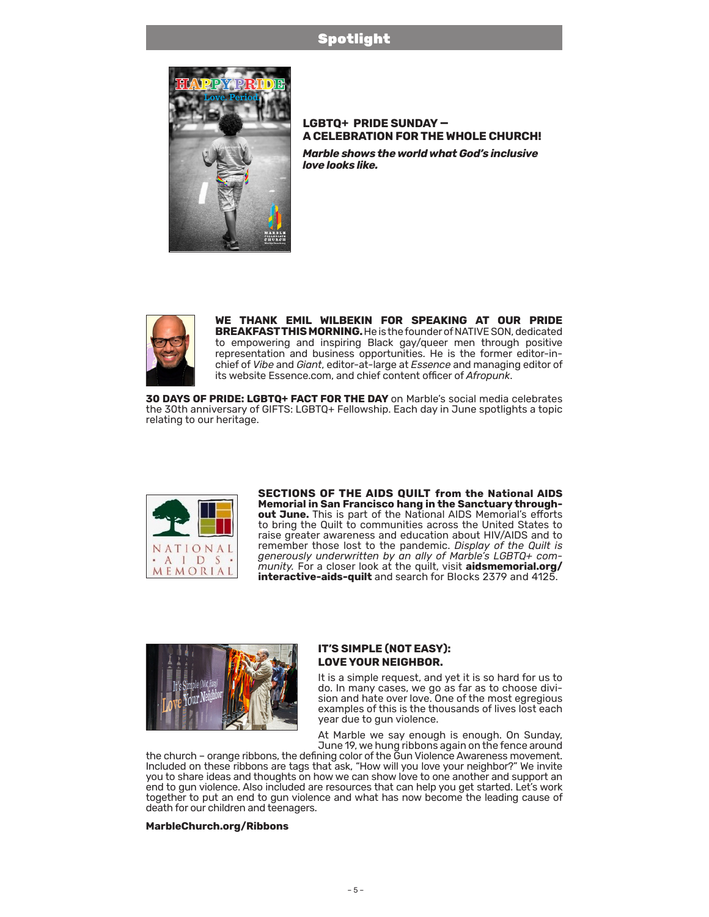## Spotlight

**LGBTQ+ PRIDE SUNDAY – A CELEBRATION FOR THE WHOLE CHURCH!**

***Marble shows the world what God's inclusive love looks like.***

**WE THANK EMIL WILBEKIN FOR SPEAKING AT OUR PRIDE BREAKFAST THIS MORNING.** He is the founder of NATIVE SON, dedicated to empowering and inspiring Black gay/queer men through positive representation and business opportunities. He is the former editor-in-chief of *Vibe* and *Giant*, editor-at-large at *Essence* and managing editor of its website Essence.com, and chief content officer of *Afropunk*.

**30 DAYS OF PRIDE: LGBTQ+ FACT FOR THE DAY** on Marble's social media celebrates the 30th anniversary of GIFTS: LGBTQ+ Fellowship. Each day in June spotlights a topic relating to our heritage.

**SECTIONS OF THE AIDS QUILT from the National AIDS Memorial in San Francisco hang in the Sanctuary throughout June.** This is part of the National AIDS Memorial's efforts to bring the Quilt to communities across the United States to raise greater awareness and education about HIV/AIDS and to remember those lost to the pandemic. *Display of the Quilt is generously underwritten by an ally of Marble's LGBTQ+ community.* For a closer look at the quilt, visit **aidsmemorial.org/interactive-aids-quilt** and search for Blocks 2379 and 4125.

**IT'S SIMPLE (NOT EASY): LOVE YOUR NEIGHBOR.**

It is a simple request, and yet it is so hard for us to do. In many cases, we go as far as to choose division and hate over love. One of the most egregious examples of this is the thousands of lives lost each year due to gun violence.

At Marble we say enough is enough. On Sunday, June 19, we hung ribbons again on the fence around the church – orange ribbons, the defining color of the Gun Violence Awareness movement. Included on these ribbons are tags that ask, "How will you love your neighbor?" We invite you to share ideas and thoughts on how we can show love to one another and support an end to gun violence. Also included are resources that can help you get started. Let's work together to put an end to gun violence and what has now become the leading cause of death for our children and teenagers.

**MarbleChurch.org/Ribbons**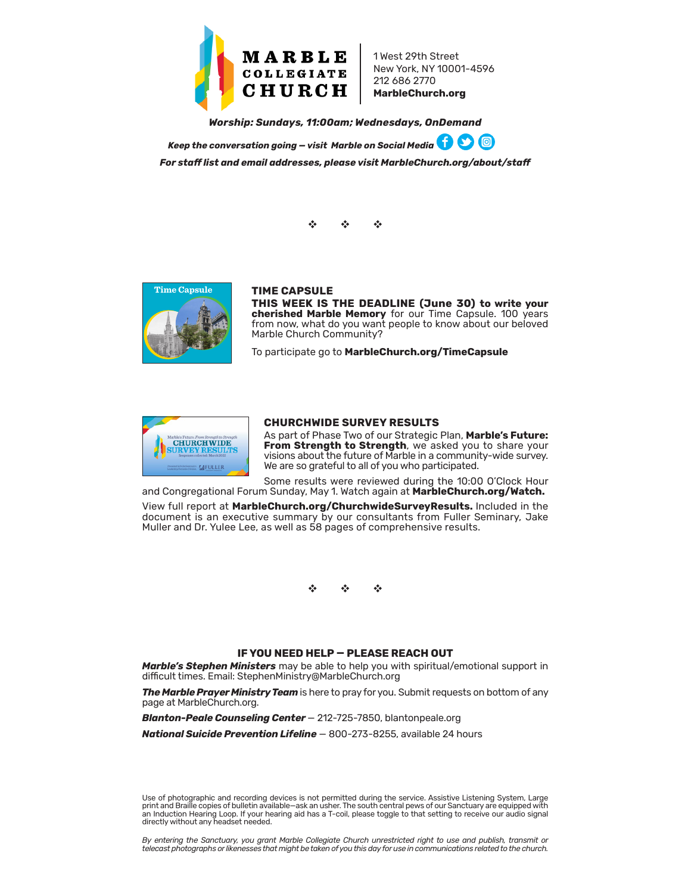# MARBLE COLLEGIATE CHURCH

1 West 29th Street
New York, NY 10001-4596
212 686 2770
**MarbleChurch.org**

***Worship: Sundays, 11:00am; Wednesdays, OnDemand***

***Keep the conversation going — visit Marble on Social Media***

***For staff list and email addresses, please visit MarbleChurch.org/about/staff***

❖ ❖ ❖

## TIME CAPSULE

**THIS WEEK IS THE DEADLINE (June 30) to write your cherished Marble Memory** for our Time Capsule. 100 years from now, what do you want people to know about our beloved Marble Church Community?

To participate go to **MarbleChurch.org/TimeCapsule**

## CHURCHWIDE SURVEY RESULTS

As part of Phase Two of our Strategic Plan, **Marble's Future: From Strength to Strength**, we asked you to share your visions about the future of Marble in a community-wide survey. We are so grateful to all of you who participated.

Some results were reviewed during the 10:00 O'Clock Hour and Congregational Forum Sunday, May 1. Watch again at **MarbleChurch.org/Watch.**

View full report at **MarbleChurch.org/ChurchwideSurveyResults.** Included in the document is an executive summary by our consultants from Fuller Seminary, Jake Muller and Dr. Yulee Lee, as well as 58 pages of comprehensive results.

❖ ❖ ❖

## IF YOU NEED HELP — PLEASE REACH OUT

***Marble's Stephen Ministers*** may be able to help you with spiritual/emotional support in difficult times. Email: StephenMinistry@MarbleChurch.org

***The Marble Prayer Ministry Team*** is here to pray for you. Submit requests on bottom of any page at MarbleChurch.org.

***Blanton-Peale Counseling Center*** — 212-725-7850, blantonpeale.org

***National Suicide Prevention Lifeline*** — 800-273-8255, available 24 hours

Use of photographic and recording devices is not permitted during the service. Assistive Listening System, Large print and Braille copies of bulletin available—ask an usher. The south central pews of our Sanctuary are equipped with an Induction Hearing Loop. If your hearing aid has a T-coil, please toggle to that setting to receive our audio signal directly without any headset needed.

*By entering the Sanctuary, you grant Marble Collegiate Church unrestricted right to use and publish, transmit or telecast photographs or likenesses that might be taken of you this day for use in communications related to the church.*